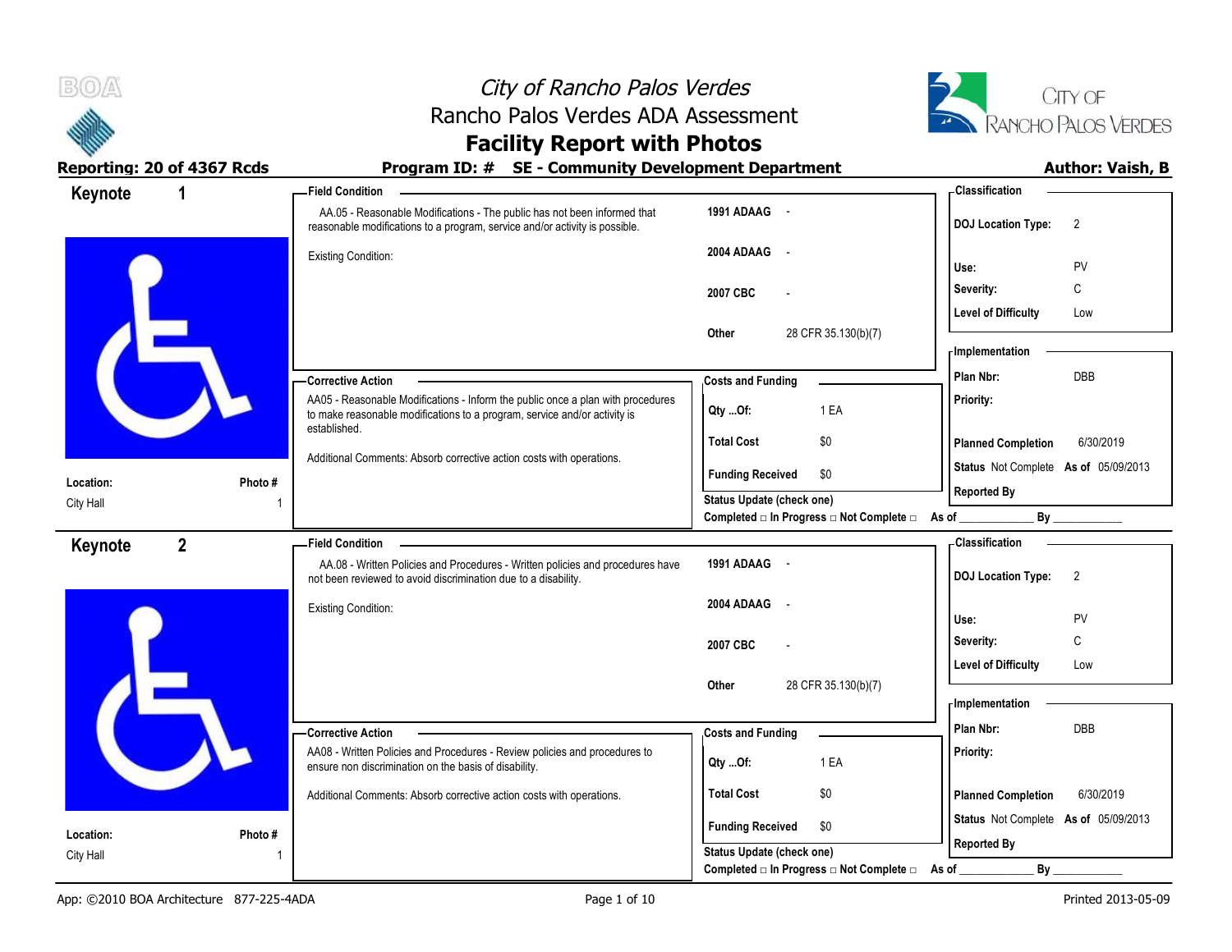# City of Rancho Palos Verdes

## Rancho Palos Verdes ADA Assessment

## Facility Report with Photos

**Reporting: 20 of 4367 Rcds** | **Program ID: # SE - Community Development Department** | **Author: Vaish, B**

---

## Keynote 1

**Location:** City Hall
**Photo #** 1

### Field Condition

AA.05 - Reasonable Modifications - The public has not been informed that reasonable modifications to a program, service and/or activity is possible.

Existing Condition:

| | |
|---|---|
| **1991 ADAAG** | - |
| **2004 ADAAG** | - |
| **2007 CBC** | - |
| **Other** | 28 CFR 35.130(b)(7) |

### Classification

| | |
|---|---|
| **DOJ Location Type:** | 2 |
| **Use:** | PV |
| **Severity:** | C |
| **Level of Difficulty** | Low |

### Corrective Action

AA05 - Reasonable Modifications - Inform the public once a plan with procedures to make reasonable modifications to a program, service and/or activity is established.

Additional Comments: Absorb corrective action costs with operations.

### Costs and Funding

| | |
|---|---|
| **Qty ...Of:** | 1 EA |
| **Total Cost** | $0 |
| **Funding Received** | $0 |

**Status Update (check one)**
**Completed □ In Progress □ Not Complete □** As of ____________ By ____________

### Implementation

| | |
|---|---|
| **Plan Nbr:** | DBB |
| **Priority:** | |
| **Planned Completion** | 6/30/2019 |
| **Status** | Not Complete **As of** 05/09/2013 |
| **Reported By** | |

---

## Keynote 2

**Location:** City Hall
**Photo #** 1

### Field Condition

AA.08 - Written Policies and Procedures - Written policies and procedures have not been reviewed to avoid discrimination due to a disability.

Existing Condition:

| | |
|---|---|
| **1991 ADAAG** | - |
| **2004 ADAAG** | - |
| **2007 CBC** | - |
| **Other** | 28 CFR 35.130(b)(7) |

### Classification

| | |
|---|---|
| **DOJ Location Type:** | 2 |
| **Use:** | PV |
| **Severity:** | C |
| **Level of Difficulty** | Low |

### Corrective Action

AA08 - Written Policies and Procedures - Review policies and procedures to ensure non discrimination on the basis of disability.

Additional Comments: Absorb corrective action costs with operations.

### Costs and Funding

| | |
|---|---|
| **Qty ...Of:** | 1 EA |
| **Total Cost** | $0 |
| **Funding Received** | $0 |

**Status Update (check one)**
**Completed □ In Progress □ Not Complete □** As of ____________ By ____________

### Implementation

| | |
|---|---|
| **Plan Nbr:** | DBB |
| **Priority:** | |
| **Planned Completion** | 6/30/2019 |
| **Status** | Not Complete **As of** 05/09/2013 |
| **Reported By** | |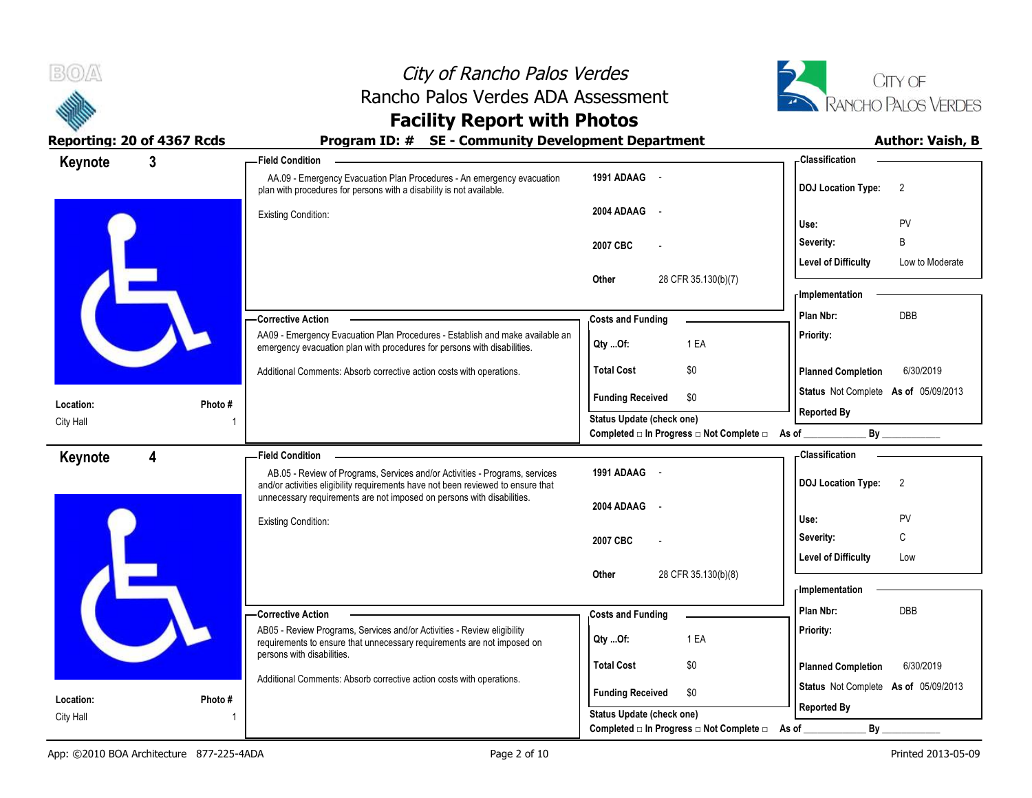# City of Rancho Palos Verdes
## Rancho Palos Verdes ADA Assessment
## Facility Report with Photos

**Reporting: 20 of 4367 Rcds** | **Program ID: # SE - Community Development Department** | **Author: Vaish, B**

---

## Keynote 3

**Location:** City Hall
**Photo #** 1

**Field Condition**

AA.09 - Emergency Evacuation Plan Procedures - An emergency evacuation plan with procedures for persons with a disability is not available.

Existing Condition:

| | |
|---|---|
| 1991 ADAAG | - |
| 2004 ADAAG | - |
| 2007 CBC | - |
| Other | 28 CFR 35.130(b)(7) |

**Corrective Action**

AA09 - Emergency Evacuation Plan Procedures - Establish and make available an emergency evacuation plan with procedures for persons with disabilities.

Additional Comments: Absorb corrective action costs with operations.

**Costs and Funding**

| | |
|---|---|
| Qty ...Of: | 1 EA |
| Total Cost | $0 |
| Funding Received | $0 |

Status Update (check one)
Completed □ In Progress □ Not Complete □ As of ____________ By ____________

**Classification**

| | |
|---|---|
| DOJ Location Type: | 2 |
| Use: | PV |
| Severity: | B |
| Level of Difficulty | Low to Moderate |

**Implementation**

| | |
|---|---|
| Plan Nbr: | DBB |
| Priority: | |
| Planned Completion | 6/30/2019 |
| Status | Not Complete As of 05/09/2013 |
| Reported By | |

---

## Keynote 4

**Location:** City Hall
**Photo #** 1

**Field Condition**

AB.05 - Review of Programs, Services and/or Activities - Programs, services and/or activities eligibility requirements have not been reviewed to ensure that unnecessary requirements are not imposed on persons with disabilities.

Existing Condition:

| | |
|---|---|
| 1991 ADAAG | - |
| 2004 ADAAG | - |
| 2007 CBC | - |
| Other | 28 CFR 35.130(b)(8) |

**Corrective Action**

AB05 - Review Programs, Services and/or Activities - Review eligibility requirements to ensure that unnecessary requirements are not imposed on persons with disabilities.

Additional Comments: Absorb corrective action costs with operations.

**Costs and Funding**

| | |
|---|---|
| Qty ...Of: | 1 EA |
| Total Cost | $0 |
| Funding Received | $0 |

Status Update (check one)
Completed □ In Progress □ Not Complete □ As of ____________ By ____________

**Classification**

| | |
|---|---|
| DOJ Location Type: | 2 |
| Use: | PV |
| Severity: | C |
| Level of Difficulty | Low |

**Implementation**

| | |
|---|---|
| Plan Nbr: | DBB |
| Priority: | |
| Planned Completion | 6/30/2019 |
| Status | Not Complete As of 05/09/2013 |
| Reported By | |

---

App: ©2010 BOA Architecture 877-225-4ADA | Printed 2013-05-09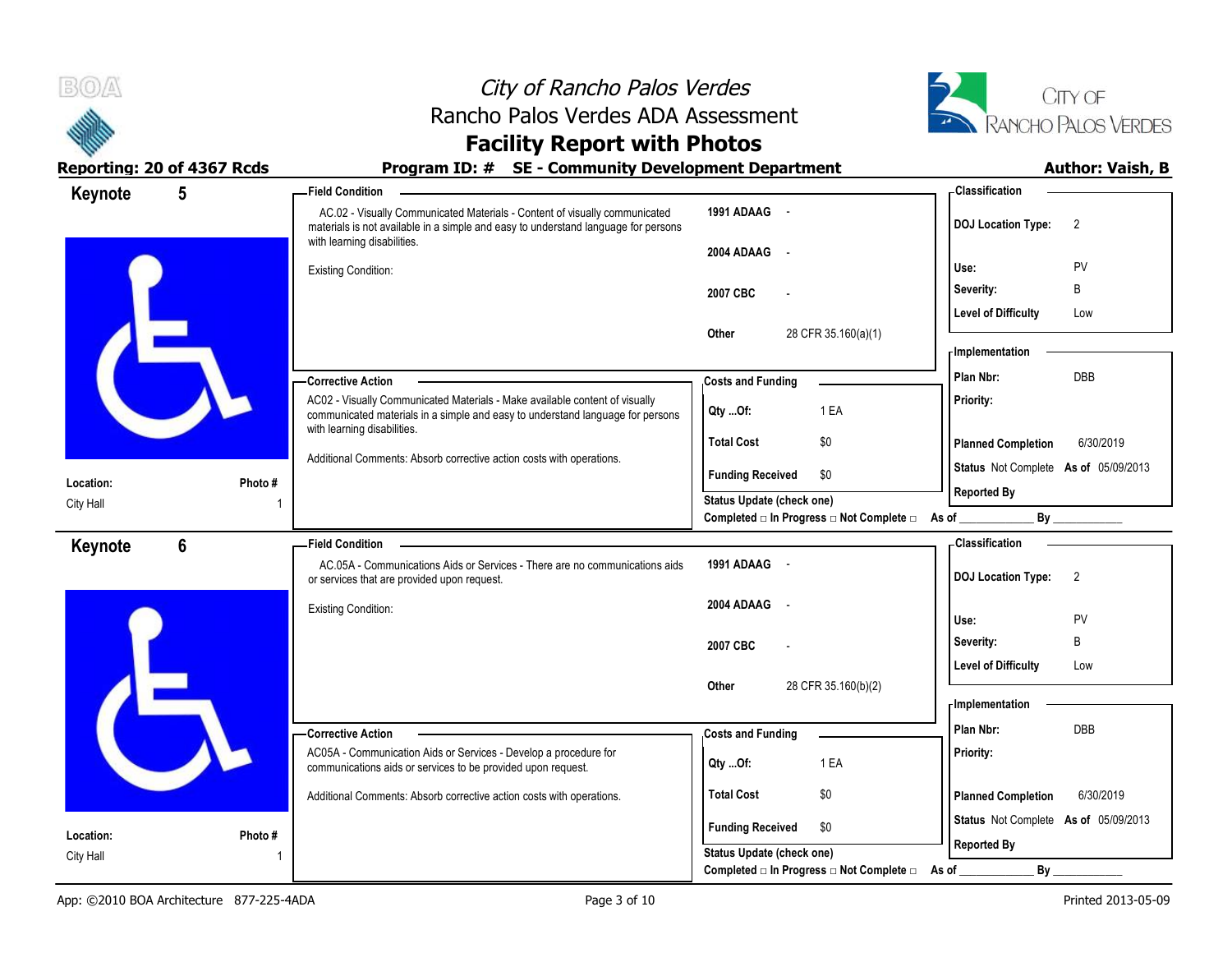# City of Rancho Palos Verdes
## Rancho Palos Verdes ADA Assessment
## Facility Report with Photos

**Reporting: 20 of 4367 Rcds** **Program ID: # SE - Community Development Department** **Author: Vaish, B**

---

### Keynote 5

**Location:** City Hall
**Photo #** 1

**Field Condition**

AC.02 - Visually Communicated Materials - Content of visually communicated materials is not available in a simple and easy to understand language for persons with learning disabilities.

Existing Condition:

| | |
|---|---|
| 1991 ADAAG | - |
| 2004 ADAAG | - |
| 2007 CBC | - |
| Other | 28 CFR 35.160(a)(1) |

**Corrective Action**

AC02 - Visually Communicated Materials - Make available content of visually communicated materials in a simple and easy to understand language for persons with learning disabilities.

Additional Comments: Absorb corrective action costs with operations.

**Costs and Funding**

| | |
|---|---|
| Qty ...Of: | 1 EA |
| Total Cost | $0 |
| Funding Received | $0 |

Status Update (check one)
Completed □ In Progress □ Not Complete □ As of ____________ By ____________

**Classification**

| | |
|---|---|
| DOJ Location Type: | 2 |
| Use: | PV |
| Severity: | B |
| Level of Difficulty | Low |

**Implementation**

| | |
|---|---|
| Plan Nbr: | DBB |
| Priority: | |
| Planned Completion | 6/30/2019 |
| Status | Not Complete As of 05/09/2013 |
| Reported By | |

---

### Keynote 6

**Location:** City Hall
**Photo #** 1

**Field Condition**

AC.05A - Communications Aids or Services - There are no communications aids or services that are provided upon request.

Existing Condition:

| | |
|---|---|
| 1991 ADAAG | - |
| 2004 ADAAG | - |
| 2007 CBC | - |
| Other | 28 CFR 35.160(b)(2) |

**Corrective Action**

AC05A - Communication Aids or Services - Develop a procedure for communications aids or services to be provided upon request.

Additional Comments: Absorb corrective action costs with operations.

**Costs and Funding**

| | |
|---|---|
| Qty ...Of: | 1 EA |
| Total Cost | $0 |
| Funding Received | $0 |

Status Update (check one)
Completed □ In Progress □ Not Complete □ As of ____________ By ____________

**Classification**

| | |
|---|---|
| DOJ Location Type: | 2 |
| Use: | PV |
| Severity: | B |
| Level of Difficulty | Low |

**Implementation**

| | |
|---|---|
| Plan Nbr: | DBB |
| Priority: | |
| Planned Completion | 6/30/2019 |
| Status | Not Complete As of 05/09/2013 |
| Reported By | |

App: ©2010 BOA Architecture 877-225-4ADA Printed 2013-05-09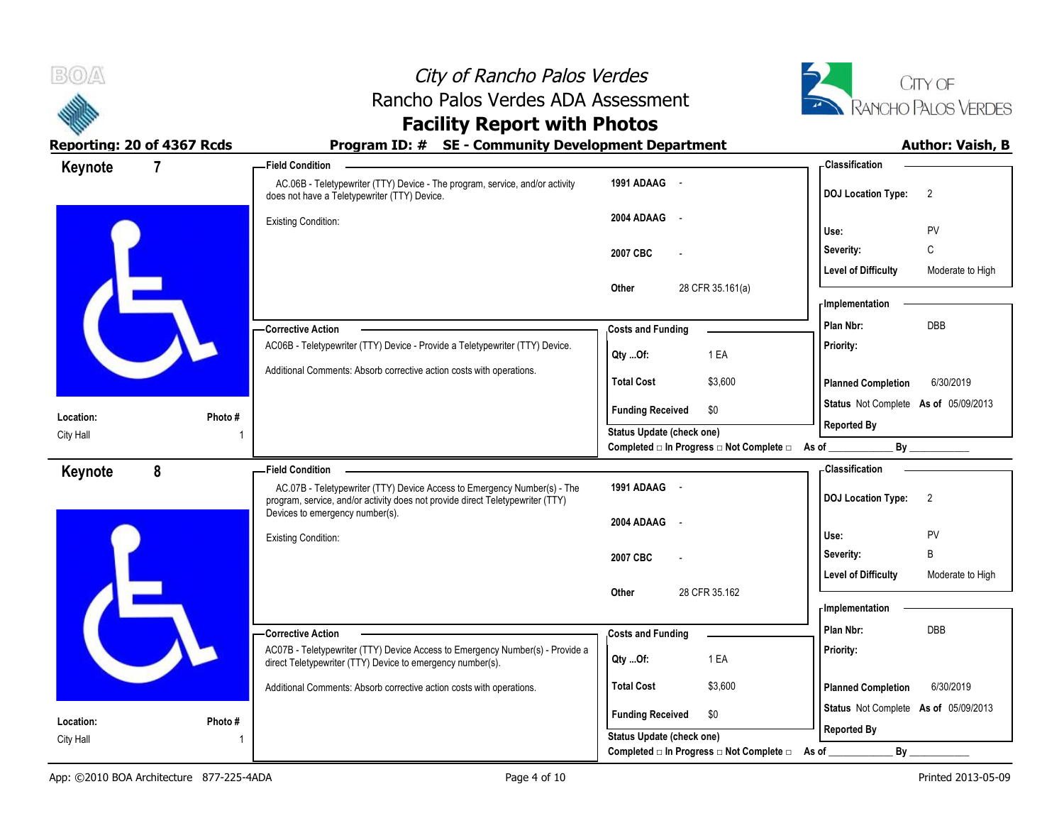# City of Rancho Palos Verdes
## Rancho Palos Verdes ADA Assessment
## Facility Report with Photos

**Reporting: 20 of 4367 Rcds** | **Program ID: # SE - Community Development Department** | **Author: Vaish, B**

---

## Keynote 7

**Location:** City Hall
**Photo #** 1

**Field Condition**

AC.06B - Teletypewriter (TTY) Device - The program, service, and/or activity does not have a Teletypewriter (TTY) Device.

Existing Condition:

| | |
|---|---|
| **1991 ADAAG** | - |
| **2004 ADAAG** | - |
| **2007 CBC** | - |
| **Other** | 28 CFR 35.161(a) |

**Classification**

| | |
|---|---|
| **DOJ Location Type:** | 2 |
| **Use:** | PV |
| **Severity:** | C |
| **Level of Difficulty** | Moderate to High |

**Corrective Action**

AC06B - Teletypewriter (TTY) Device - Provide a Teletypewriter (TTY) Device.

Additional Comments: Absorb corrective action costs with operations.

**Costs and Funding**

| | |
|---|---|
| **Qty ...Of:** | 1 EA |
| **Total Cost** | $3,600 |
| **Funding Received** | $0 |

**Implementation**

| | |
|---|---|
| **Plan Nbr:** | DBB |
| **Priority:** | |
| **Planned Completion** | 6/30/2019 |
| **Status** | Not Complete **As of** 05/09/2013 |
| **Reported By** | |

Status Update (check one)
Completed □ In Progress □ Not Complete □ As of ____________ By ____________

---

## Keynote 8

**Location:** City Hall
**Photo #** 1

**Field Condition**

AC.07B - Teletypewriter (TTY) Device Access to Emergency Number(s) - The program, service, and/or activity does not provide direct Teletypewriter (TTY) Devices to emergency number(s).

Existing Condition:

| | |
|---|---|
| **1991 ADAAG** | - |
| **2004 ADAAG** | - |
| **2007 CBC** | - |
| **Other** | 28 CFR 35.162 |

**Classification**

| | |
|---|---|
| **DOJ Location Type:** | 2 |
| **Use:** | PV |
| **Severity:** | B |
| **Level of Difficulty** | Moderate to High |

**Corrective Action**

AC07B - Teletypewriter (TTY) Device Access to Emergency Number(s) - Provide a direct Teletypewriter (TTY) Device to emergency number(s).

Additional Comments: Absorb corrective action costs with operations.

**Costs and Funding**

| | |
|---|---|
| **Qty ...Of:** | 1 EA |
| **Total Cost** | $3,600 |
| **Funding Received** | $0 |

**Implementation**

| | |
|---|---|
| **Plan Nbr:** | DBB |
| **Priority:** | |
| **Planned Completion** | 6/30/2019 |
| **Status** | Not Complete **As of** 05/09/2013 |
| **Reported By** | |

Status Update (check one)
Completed □ In Progress □ Not Complete □ As of ____________ By ____________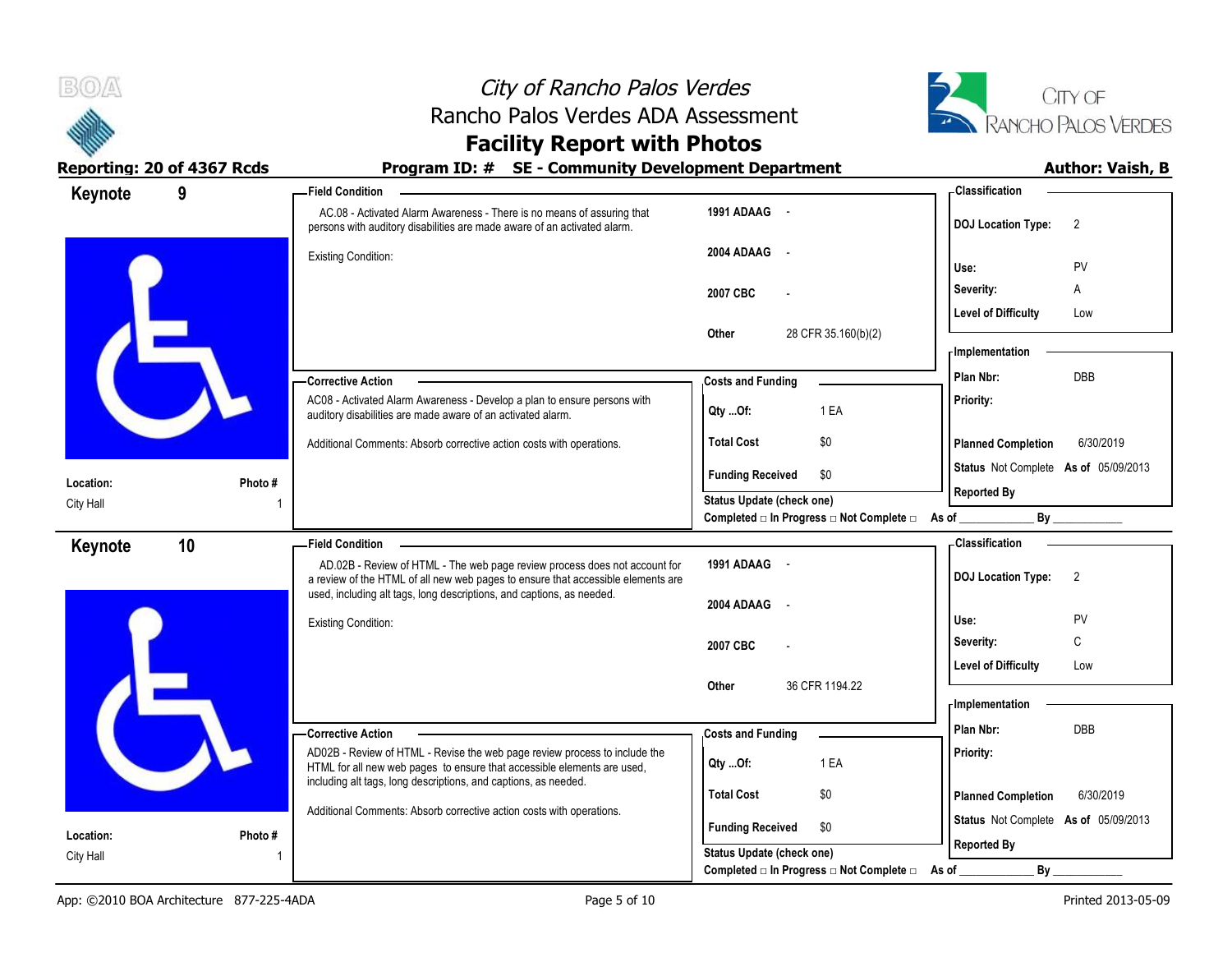# City of Rancho Palos Verdes
## Rancho Palos Verdes ADA Assessment
## Facility Report with Photos

**Reporting: 20 of 4367 Rcds** | **Program ID: # SE - Community Development Department** | **Author: Vaish, B**

---

### Keynote 9

**Location:** City Hall | **Photo #:** 1

**Field Condition**

AC.08 - Activated Alarm Awareness - There is no means of assuring that persons with auditory disabilities are made aware of an activated alarm.

Existing Condition:

| Code | Reference |
|---|---|
| 1991 ADAAG | - |
| 2004 ADAAG | - |
| 2007 CBC | - |
| Other | 28 CFR 35.160(b)(2) |

**Corrective Action**

AC08 - Activated Alarm Awareness - Develop a plan to ensure persons with auditory disabilities are made aware of an activated alarm.

Additional Comments: Absorb corrective action costs with operations.

**Costs and Funding**

| | |
|---|---|
| Qty ...Of: | 1 EA |
| Total Cost | $0 |
| Funding Received | $0 |

Status Update (check one)
Completed □ In Progress □ Not Complete □ As of ____________ By ____________

**Classification**

| | |
|---|---|
| DOJ Location Type: | 2 |
| Use: | PV |
| Severity: | A |
| Level of Difficulty | Low |

**Implementation**

| | |
|---|---|
| Plan Nbr: | DBB |
| Priority: | |
| Planned Completion | 6/30/2019 |
| Status | Not Complete As of 05/09/2013 |
| Reported By | |

---

### Keynote 10

**Location:** City Hall | **Photo #:** 1

**Field Condition**

AD.02B - Review of HTML - The web page review process does not account for a review of the HTML of all new web pages to ensure that accessible elements are used, including alt tags, long descriptions, and captions, as needed.

Existing Condition:

| Code | Reference |
|---|---|
| 1991 ADAAG | - |
| 2004 ADAAG | - |
| 2007 CBC | - |
| Other | 36 CFR 1194.22 |

**Corrective Action**

AD02B - Review of HTML - Revise the web page review process to include the HTML for all new web pages to ensure that accessible elements are used, including alt tags, long descriptions, and captions, as needed.

Additional Comments: Absorb corrective action costs with operations.

**Costs and Funding**

| | |
|---|---|
| Qty ...Of: | 1 EA |
| Total Cost | $0 |
| Funding Received | $0 |

Status Update (check one)
Completed □ In Progress □ Not Complete □ As of ____________ By ____________

**Classification**

| | |
|---|---|
| DOJ Location Type: | 2 |
| Use: | PV |
| Severity: | C |
| Level of Difficulty | Low |

**Implementation**

| | |
|---|---|
| Plan Nbr: | DBB |
| Priority: | |
| Planned Completion | 6/30/2019 |
| Status | Not Complete As of 05/09/2013 |
| Reported By | |

App: ©2010 BOA Architecture 877-225-4ADA | Printed 2013-05-09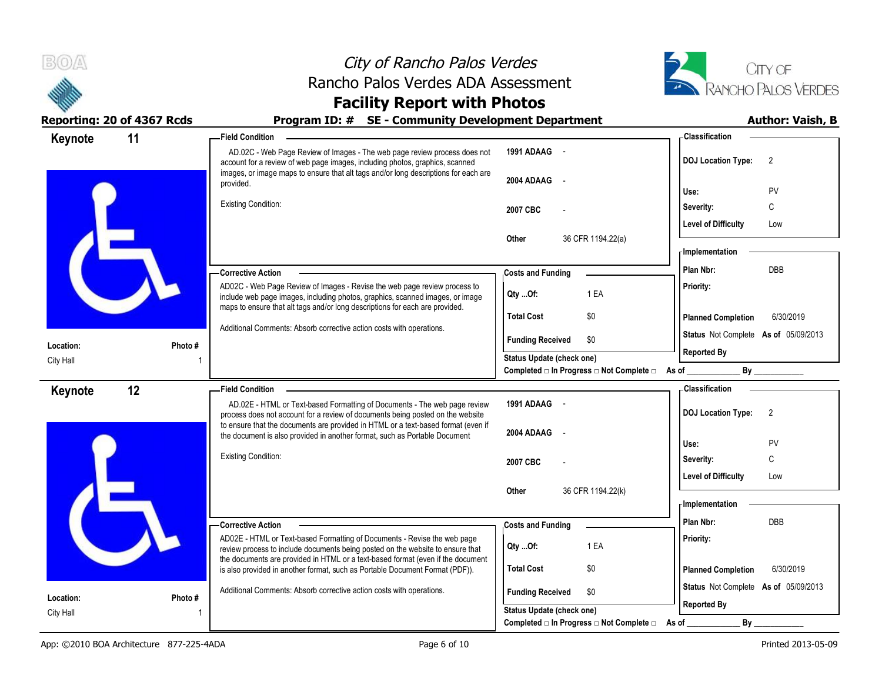# City of Rancho Palos Verdes
## Rancho Palos Verdes ADA Assessment
## Facility Report with Photos

**Reporting: 20 of 4367 Rcds** | **Program ID: # SE - Community Development Department** | **Author: Vaish, B**

---

## Keynote 11

**Location:** City Hall
**Photo #** 1

### Field Condition

AD.02C - Web Page Review of Images - The web page review process does not account for a review of web page images, including photos, graphics, scanned images, or image maps to ensure that alt tags and/or long descriptions for each are provided.

Existing Condition:

| | |
|---|---|
| 1991 ADAAG | - |
| 2004 ADAAG | - |
| 2007 CBC | - |
| Other | 36 CFR 1194.22(a) |

### Classification

| | |
|---|---|
| DOJ Location Type: | 2 |
| Use: | PV |
| Severity: | C |
| Level of Difficulty | Low |

### Corrective Action

AD02C - Web Page Review of Images - Revise the web page review process to include web page images, including photos, graphics, scanned images, or image maps to ensure that alt tags and/or long descriptions for each are provided.

Additional Comments: Absorb corrective action costs with operations.

### Costs and Funding

| | |
|---|---|
| Qty ...Of: | 1 EA |
| Total Cost | $0 |
| Funding Received | $0 |

Status Update (check one)
Completed □ In Progress □ Not Complete □ As of ____________ By ____________

### Implementation

| | |
|---|---|
| Plan Nbr: | DBB |
| Priority: | |
| Planned Completion | 6/30/2019 |
| Status | Not Complete As of 05/09/2013 |
| Reported By | |

---

## Keynote 12

**Location:** City Hall
**Photo #** 1

### Field Condition

AD.02E - HTML or Text-based Formatting of Documents - The web page review process does not account for a review of documents being posted on the website to ensure that the documents are provided in HTML or a text-based format (even if the document is also provided in another format, such as Portable Document

Existing Condition:

| | |
|---|---|
| 1991 ADAAG | - |
| 2004 ADAAG | - |
| 2007 CBC | - |
| Other | 36 CFR 1194.22(k) |

### Classification

| | |
|---|---|
| DOJ Location Type: | 2 |
| Use: | PV |
| Severity: | C |
| Level of Difficulty | Low |

### Corrective Action

AD02E - HTML or Text-based Formatting of Documents - Revise the web page review process to include documents being posted on the website to ensure that the documents are provided in HTML or a text-based format (even if the document is also provided in another format, such as Portable Document Format (PDF)).

Additional Comments: Absorb corrective action costs with operations.

### Costs and Funding

| | |
|---|---|
| Qty ...Of: | 1 EA |
| Total Cost | $0 |
| Funding Received | $0 |

Status Update (check one)
Completed □ In Progress □ Not Complete □ As of ____________ By ____________

### Implementation

| | |
|---|---|
| Plan Nbr: | DBB |
| Priority: | |
| Planned Completion | 6/30/2019 |
| Status | Not Complete As of 05/09/2013 |
| Reported By | |

App: ©2010 BOA Architecture 877-225-4ADA | Printed 2013-05-09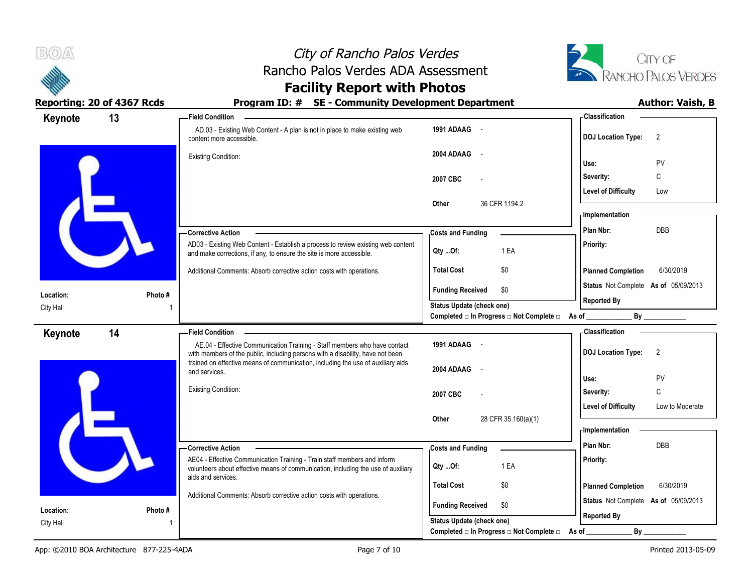# City of Rancho Palos Verdes
## Rancho Palos Verdes ADA Assessment
## Facility Report with Photos

**Reporting: 20 of 4367 Rcds** | **Program ID: # SE - Community Development Department** | **Author: Vaish, B**

---

### Keynote 13

**Location:** City Hall
**Photo #:** 1

**Field Condition**

AD.03 - Existing Web Content - A plan is not in place to make existing web content more accessible.

Existing Condition:

| | |
|---|---|
| 1991 ADAAG | - |
| 2004 ADAAG | - |
| 2007 CBC | - |
| Other | 36 CFR 1194.2 |

**Corrective Action**

AD03 - Existing Web Content - Establish a process to review existing web content and make corrections, if any, to ensure the site is more accessible.

Additional Comments: Absorb corrective action costs with operations.

**Costs and Funding**

| | |
|---|---|
| Qty ...Of: | 1 EA |
| Total Cost | $0 |
| Funding Received | $0 |

Status Update (check one)
Completed □ In Progress □ Not Complete □ As of ____________ By ____________

**Classification**

| | |
|---|---|
| DOJ Location Type: | 2 |
| Use: | PV |
| Severity: | C |
| Level of Difficulty | Low |

**Implementation**

| | |
|---|---|
| Plan Nbr: | DBB |
| Priority: | |
| Planned Completion | 6/30/2019 |
| Status | Not Complete As of 05/09/2013 |
| Reported By | |

---

### Keynote 14

**Location:** City Hall
**Photo #:** 1

**Field Condition**

AE.04 - Effective Communication Training - Staff members who have contact with members of the public, including persons with a disability, have not been trained on effective means of communication, including the use of auxiliary aids and services.

Existing Condition:

| | |
|---|---|
| 1991 ADAAG | - |
| 2004 ADAAG | - |
| 2007 CBC | - |
| Other | 28 CFR 35.160(a)(1) |

**Corrective Action**

AE04 - Effective Communication Training - Train staff members and inform volunteers about effective means of communication, including the use of auxiliary aids and services.

Additional Comments: Absorb corrective action costs with operations.

**Costs and Funding**

| | |
|---|---|
| Qty ...Of: | 1 EA |
| Total Cost | $0 |
| Funding Received | $0 |

Status Update (check one)
Completed □ In Progress □ Not Complete □ As of ____________ By ____________

**Classification**

| | |
|---|---|
| DOJ Location Type: | 2 |
| Use: | PV |
| Severity: | C |
| Level of Difficulty | Low to Moderate |

**Implementation**

| | |
|---|---|
| Plan Nbr: | DBB |
| Priority: | |
| Planned Completion | 6/30/2019 |
| Status | Not Complete As of 05/09/2013 |
| Reported By | |

App: ©2010 BOA Architecture 877-225-4ADA | Printed 2013-05-09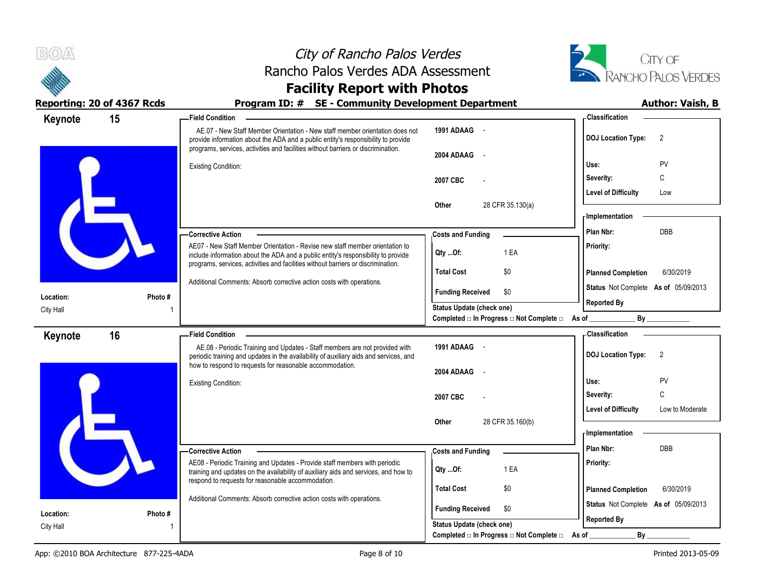# City of Rancho Palos Verdes
## Rancho Palos Verdes ADA Assessment
## Facility Report with Photos

**Reporting: 20 of 4367 Rcds** | **Program ID: # SE - Community Development Department** | **Author: Vaish, B**

---

### Keynote 15

**Location:** City Hall
**Photo #** 1

**Field Condition**

AE.07 - New Staff Member Orientation - New staff member orientation does not provide information about the ADA and a public entity's responsibility to provide programs, services, activities and facilities without barriers or discrimination.

Existing Condition:

| | |
|---|---|
| 1991 ADAAG | - |
| 2004 ADAAG | - |
| 2007 CBC | - |
| Other | 28 CFR 35.130(a) |

**Classification**

| | |
|---|---|
| DOJ Location Type: | 2 |
| Use: | PV |
| Severity: | C |
| Level of Difficulty | Low |

**Corrective Action**

AE07 - New Staff Member Orientation - Revise new staff member orientation to include information about the ADA and a public entity's responsibility to provide programs, services, activities and facilities without barriers or discrimination.

Additional Comments: Absorb corrective action costs with operations.

**Costs and Funding**

| | |
|---|---|
| Qty ...Of: | 1 EA |
| Total Cost | $0 |
| Funding Received | $0 |

**Implementation**

| | |
|---|---|
| Plan Nbr: | DBB |
| Priority: | |
| Planned Completion | 6/30/2019 |
| Status | Not Complete As of 05/09/2013 |
| Reported By | |

Status Update (check one)
Completed □ In Progress □ Not Complete □ As of ____________ By ____________

---

### Keynote 16

**Location:** City Hall
**Photo #** 1

**Field Condition**

AE.08 - Periodic Training and Updates - Staff members are not provided with periodic training and updates in the availability of auxiliary aids and services, and how to respond to requests for reasonable accommodation.

Existing Condition:

| | |
|---|---|
| 1991 ADAAG | - |
| 2004 ADAAG | - |
| 2007 CBC | - |
| Other | 28 CFR 35.160(b) |

**Classification**

| | |
|---|---|
| DOJ Location Type: | 2 |
| Use: | PV |
| Severity: | C |
| Level of Difficulty | Low to Moderate |

**Corrective Action**

AE08 - Periodic Training and Updates - Provide staff members with periodic training and updates on the availability of auxiliary aids and services, and how to respond to requests for reasonable accommodation.

Additional Comments: Absorb corrective action costs with operations.

**Costs and Funding**

| | |
|---|---|
| Qty ...Of: | 1 EA |
| Total Cost | $0 |
| Funding Received | $0 |

**Implementation**

| | |
|---|---|
| Plan Nbr: | DBB |
| Priority: | |
| Planned Completion | 6/30/2019 |
| Status | Not Complete As of 05/09/2013 |
| Reported By | |

Status Update (check one)
Completed □ In Progress □ Not Complete □ As of ____________ By ____________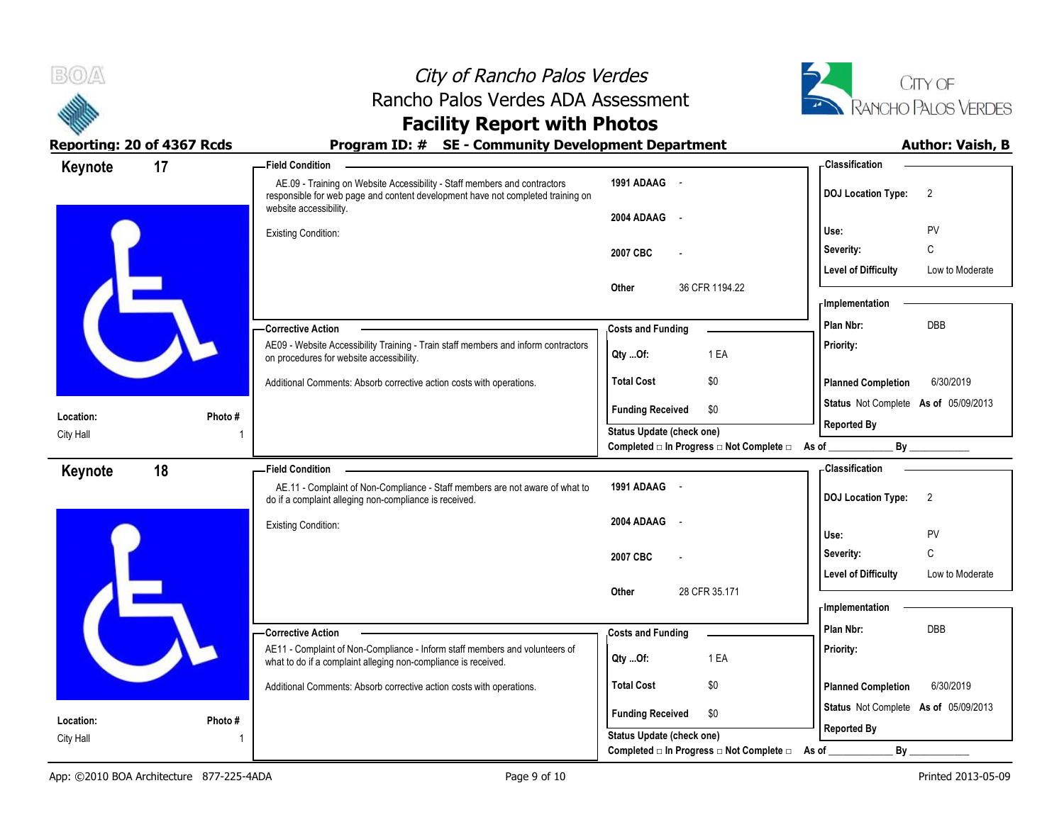# City of Rancho Palos Verdes
## Rancho Palos Verdes ADA Assessment
## Facility Report with Photos

**Reporting: 20 of 4367 Rcds** | **Program ID: # SE - Community Development Department** | **Author: Vaish, B**

---

## Keynote 17

**Location:** City Hall
**Photo #:** 1

**Field Condition**

AE.09 - Training on Website Accessibility - Staff members and contractors responsible for web page and content development have not completed training on website accessibility.

Existing Condition:

| | |
|---|---|
| 1991 ADAAG | - |
| 2004 ADAAG | - |
| 2007 CBC | - |
| Other | 36 CFR 1194.22 |

**Corrective Action**

AE09 - Website Accessibility Training - Train staff members and inform contractors on procedures for website accessibility.

Additional Comments: Absorb corrective action costs with operations.

**Costs and Funding**

| | |
|---|---|
| Qty ...Of: | 1 EA |
| Total Cost | $0 |
| Funding Received | $0 |

Status Update (check one)
Completed □ In Progress □ Not Complete □ As of ____________ By ____________

**Classification**

| | |
|---|---|
| DOJ Location Type: | 2 |
| Use: | PV |
| Severity: | C |
| Level of Difficulty | Low to Moderate |

**Implementation**

| | |
|---|---|
| Plan Nbr: | DBB |
| Priority: | |
| Planned Completion | 6/30/2019 |
| Status | Not Complete As of 05/09/2013 |
| Reported By | |

---

## Keynote 18

**Location:** City Hall
**Photo #:** 1

**Field Condition**

AE.11 - Complaint of Non-Compliance - Staff members are not aware of what to do if a complaint alleging non-compliance is received.

Existing Condition:

| | |
|---|---|
| 1991 ADAAG | - |
| 2004 ADAAG | - |
| 2007 CBC | - |
| Other | 28 CFR 35.171 |

**Corrective Action**

AE11 - Complaint of Non-Compliance - Inform staff members and volunteers of what to do if a complaint alleging non-compliance is received.

Additional Comments: Absorb corrective action costs with operations.

**Costs and Funding**

| | |
|---|---|
| Qty ...Of: | 1 EA |
| Total Cost | $0 |
| Funding Received | $0 |

Status Update (check one)
Completed □ In Progress □ Not Complete □ As of ____________ By ____________

**Classification**

| | |
|---|---|
| DOJ Location Type: | 2 |
| Use: | PV |
| Severity: | C |
| Level of Difficulty | Low to Moderate |

**Implementation**

| | |
|---|---|
| Plan Nbr: | DBB |
| Priority: | |
| Planned Completion | 6/30/2019 |
| Status | Not Complete As of 05/09/2013 |
| Reported By | |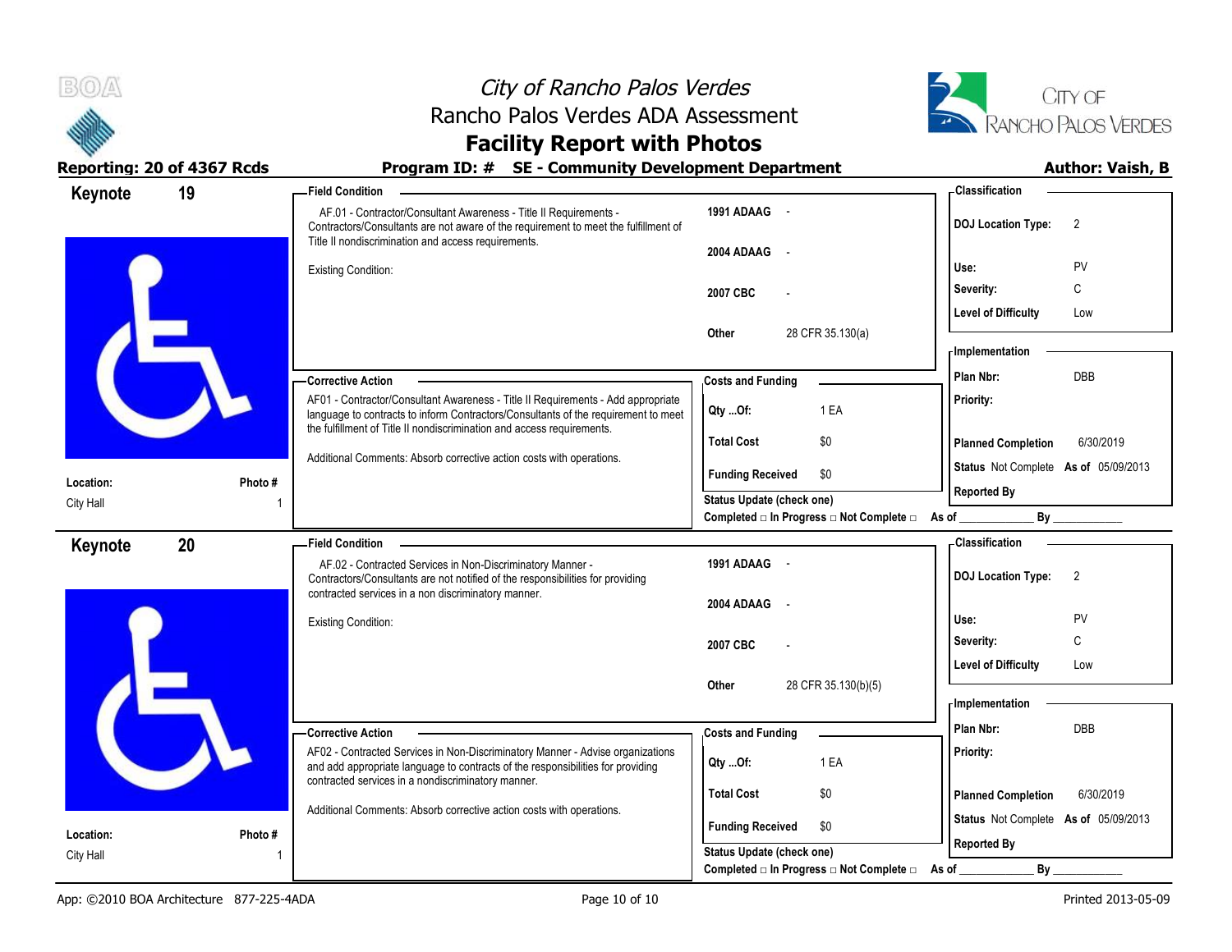# City of Rancho Palos Verdes
## Rancho Palos Verdes ADA Assessment
## Facility Report with Photos

**Reporting: 20 of 4367 Rcds** | **Program ID: # SE - Community Development Department** | **Author: Vaish, B**

---

### Keynote 19

**Location:** City Hall
**Photo #:** 1

**Field Condition**

AF.01 - Contractor/Consultant Awareness - Title II Requirements - Contractors/Consultants are not aware of the requirement to meet the fulfillment of Title II nondiscrimination and access requirements.

Existing Condition:

| | |
|---|---|
| 1991 ADAAG | - |
| 2004 ADAAG | - |
| 2007 CBC | - |
| Other | 28 CFR 35.130(a) |

**Classification**

| | |
|---|---|
| DOJ Location Type: | 2 |
| Use: | PV |
| Severity: | C |
| Level of Difficulty | Low |

**Corrective Action**

AF01 - Contractor/Consultant Awareness - Title II Requirements - Add appropriate language to contracts to inform Contractors/Consultants of the requirement to meet the fulfillment of Title II nondiscrimination and access requirements.

Additional Comments: Absorb corrective action costs with operations.

**Costs and Funding**

| | |
|---|---|
| Qty ...Of: | 1 EA |
| Total Cost | $0 |
| Funding Received | $0 |

**Implementation**

| | |
|---|---|
| Plan Nbr: | DBB |
| Priority: | |
| Planned Completion | 6/30/2019 |
| Status | Not Complete As of 05/09/2013 |
| Reported By | |

Status Update (check one)
Completed □ In Progress □ Not Complete □ As of ____________ By ____________

---

### Keynote 20

**Location:** City Hall
**Photo #:** 1

**Field Condition**

AF.02 - Contracted Services in Non-Discriminatory Manner - Contractors/Consultants are not notified of the responsibilities for providing contracted services in a non discriminatory manner.

Existing Condition:

| | |
|---|---|
| 1991 ADAAG | - |
| 2004 ADAAG | - |
| 2007 CBC | - |
| Other | 28 CFR 35.130(b)(5) |

**Classification**

| | |
|---|---|
| DOJ Location Type: | 2 |
| Use: | PV |
| Severity: | C |
| Level of Difficulty | Low |

**Corrective Action**

AF02 - Contracted Services in Non-Discriminatory Manner - Advise organizations and add appropriate language to contracts of the responsibilities for providing contracted services in a nondiscriminatory manner.

Additional Comments: Absorb corrective action costs with operations.

**Costs and Funding**

| | |
|---|---|
| Qty ...Of: | 1 EA |
| Total Cost | $0 |
| Funding Received | $0 |

**Implementation**

| | |
|---|---|
| Plan Nbr: | DBB |
| Priority: | |
| Planned Completion | 6/30/2019 |
| Status | Not Complete As of 05/09/2013 |
| Reported By | |

Status Update (check one)
Completed □ In Progress □ Not Complete □ As of ____________ By ____________